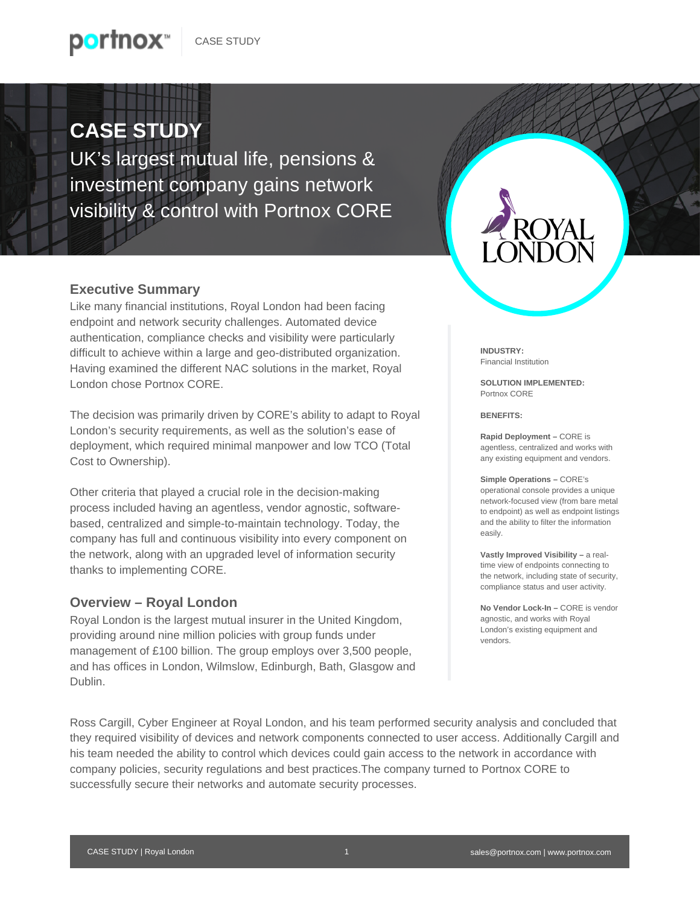# CASE STUDY

UK's largest mutual life, pensions & investment company gains network visibility & control with Portnox CORE

## Executive Summary

Like many financial institutions, Royal London had been facing endpoint and network security challenges. Automated device authentication, compliance checks and visibility were particularly difficult to achieve within a large and geo-distributed organization. Having examined the different NAC solutions in the market, Royal London chose Portnox CORE.

The decision was primarily driven by CORE's ability to adapt to Royal London's security requirements, as well as the solution's ease of deployment, which required minimal manpower and low TCO (Total Cost to Ownership).

Other criteria that played a crucial role in the decision-making process included having an agentless, vendor agnostic, software-based, centralized and simple-to-maintain technology. Today, the company has full and continuous visibility into every component on the network, along with an upgraded level of information security thanks to implementing CORE.

## Overview – Royal London

Royal London is the largest mutual insurer in the United Kingdom, providing around nine million policies with group funds under management of £100 billion. The group employs over 3,500 people, and has offices in London, Wilmslow, Edinburgh, Bath, Glasgow and Dublin.

**INDUSTRY:**
Financial Institution

**SOLUTION IMPLEMENTED:**
Portnox CORE

**BENEFITS:**

**Rapid Deployment –** CORE is agentless, centralized and works with any existing equipment and vendors.

**Simple Operations –** CORE's operational console provides a unique network-focused view (from bare metal to endpoint) as well as endpoint listings and the ability to filter the information easily.

**Vastly Improved Visibility –** a real-time view of endpoints connecting to the network, including state of security, compliance status and user activity.

**No Vendor Lock-In –** CORE is vendor agnostic, and works with Royal London's existing equipment and vendors.

Ross Cargill, Cyber Engineer at Royal London, and his team performed security analysis and concluded that they required visibility of devices and network components connected to user access. Additionally Cargill and his team needed the ability to control which devices could gain access to the network in accordance with company policies, security regulations and best practices.The company turned to Portnox CORE to successfully secure their networks and automate security processes.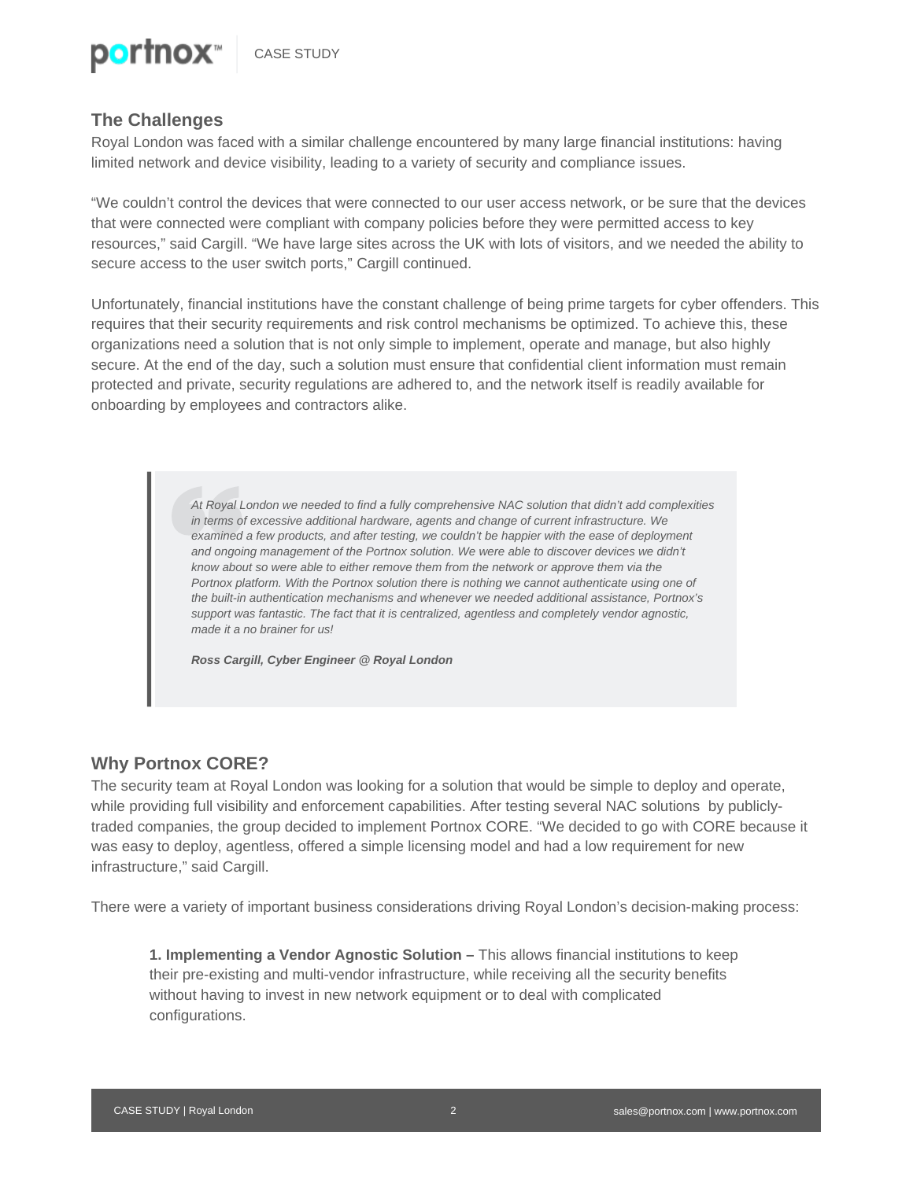## The Challenges

Royal London was faced with a similar challenge encountered by many large financial institutions: having limited network and device visibility, leading to a variety of security and compliance issues.

“We couldn’t control the devices that were connected to our user access network, or be sure that the devices that were connected were compliant with company policies before they were permitted access to key resources,” said Cargill. “We have large sites across the UK with lots of visitors, and we needed the ability to secure access to the user switch ports,” Cargill continued.

Unfortunately, financial institutions have the constant challenge of being prime targets for cyber offenders. This requires that their security requirements and risk control mechanisms be optimized. To achieve this, these organizations need a solution that is not only simple to implement, operate and manage, but also highly secure. At the end of the day, such a solution must ensure that confidential client information must remain protected and private, security regulations are adhered to, and the network itself is readily available for onboarding by employees and contractors alike.

> *At Royal London we needed to find a fully comprehensive NAC solution that didn’t add complexities in terms of excessive additional hardware, agents and change of current infrastructure. We examined a few products, and after testing, we couldn’t be happier with the ease of deployment and ongoing management of the Portnox solution. We were able to discover devices we didn’t know about so were able to either remove them from the network or approve them via the Portnox platform. With the Portnox solution there is nothing we cannot authenticate using one of the built-in authentication mechanisms and whenever we needed additional assistance, Portnox’s support was fantastic. The fact that it is centralized, agentless and completely vendor agnostic, made it a no brainer for us!*
>
> ***Ross Cargill, Cyber Engineer @ Royal London***

## Why Portnox CORE?

The security team at Royal London was looking for a solution that would be simple to deploy and operate, while providing full visibility and enforcement capabilities. After testing several NAC solutions by publicly-traded companies, the group decided to implement Portnox CORE. “We decided to go with CORE because it was easy to deploy, agentless, offered a simple licensing model and had a low requirement for new infrastructure,” said Cargill.

There were a variety of important business considerations driving Royal London’s decision-making process:

**1. Implementing a Vendor Agnostic Solution –** This allows financial institutions to keep their pre-existing and multi-vendor infrastructure, while receiving all the security benefits without having to invest in new network equipment or to deal with complicated configurations.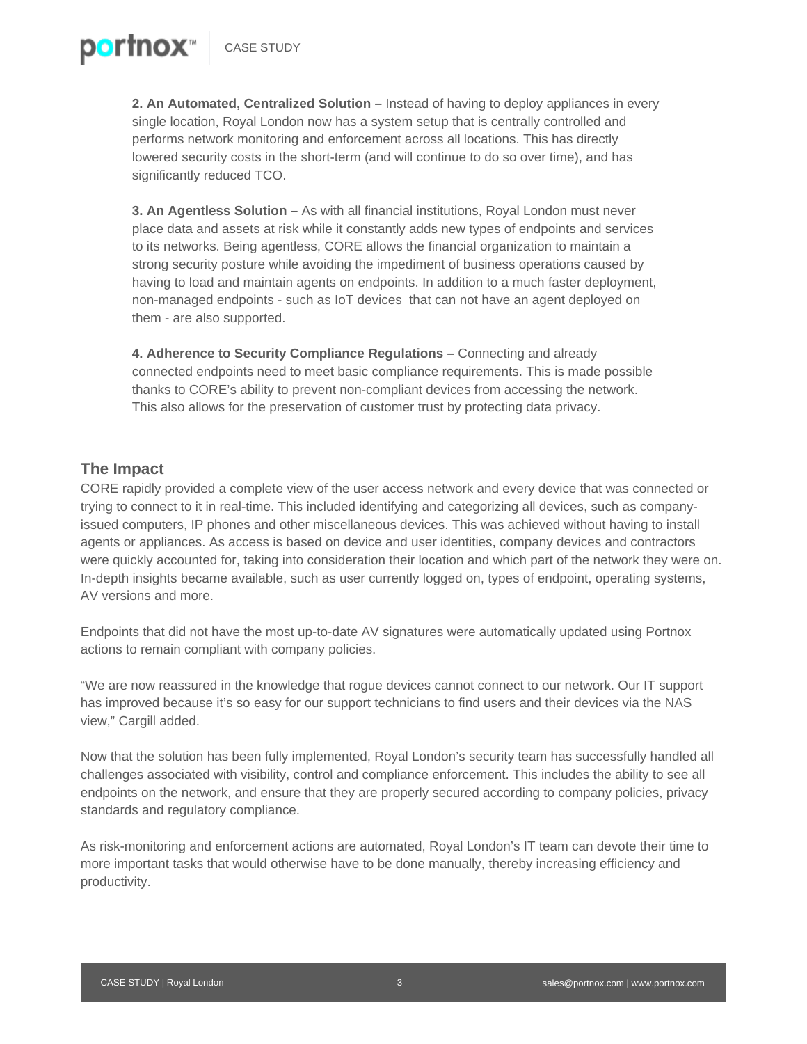**2. An Automated, Centralized Solution –** Instead of having to deploy appliances in every single location, Royal London now has a system setup that is centrally controlled and performs network monitoring and enforcement across all locations. This has directly lowered security costs in the short-term (and will continue to do so over time), and has significantly reduced TCO.

**3. An Agentless Solution –** As with all financial institutions, Royal London must never place data and assets at risk while it constantly adds new types of endpoints and services to its networks. Being agentless, CORE allows the financial organization to maintain a strong security posture while avoiding the impediment of business operations caused by having to load and maintain agents on endpoints. In addition to a much faster deployment, non-managed endpoints - such as IoT devices that can not have an agent deployed on them - are also supported.

**4. Adherence to Security Compliance Regulations –** Connecting and already connected endpoints need to meet basic compliance requirements. This is made possible thanks to CORE's ability to prevent non-compliant devices from accessing the network. This also allows for the preservation of customer trust by protecting data privacy.

## The Impact

CORE rapidly provided a complete view of the user access network and every device that was connected or trying to connect to it in real-time. This included identifying and categorizing all devices, such as company-issued computers, IP phones and other miscellaneous devices. This was achieved without having to install agents or appliances. As access is based on device and user identities, company devices and contractors were quickly accounted for, taking into consideration their location and which part of the network they were on. In-depth insights became available, such as user currently logged on, types of endpoint, operating systems, AV versions and more.

Endpoints that did not have the most up-to-date AV signatures were automatically updated using Portnox actions to remain compliant with company policies.

"We are now reassured in the knowledge that rogue devices cannot connect to our network. Our IT support has improved because it's so easy for our support technicians to find users and their devices via the NAS view," Cargill added.

Now that the solution has been fully implemented, Royal London's security team has successfully handled all challenges associated with visibility, control and compliance enforcement. This includes the ability to see all endpoints on the network, and ensure that they are properly secured according to company policies, privacy standards and regulatory compliance.

As risk-monitoring and enforcement actions are automated, Royal London's IT team can devote their time to more important tasks that would otherwise have to be done manually, thereby increasing efficiency and productivity.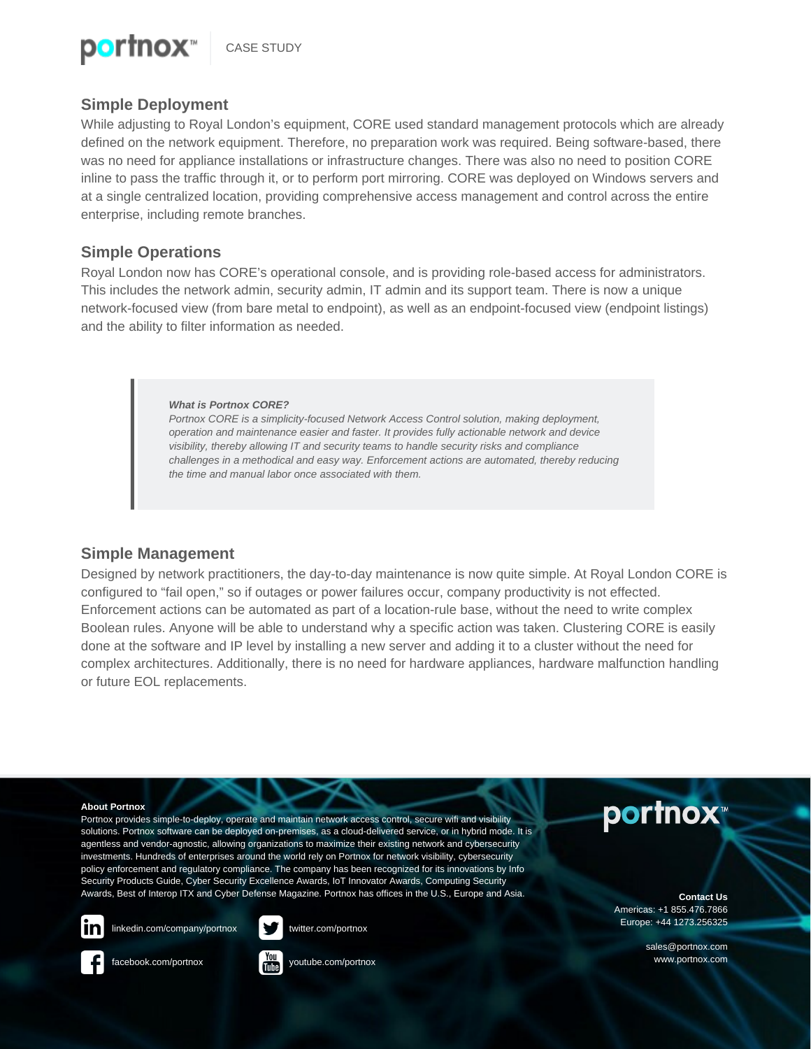## Simple Deployment

While adjusting to Royal London's equipment, CORE used standard management protocols which are already defined on the network equipment. Therefore, no preparation work was required. Being software-based, there was no need for appliance installations or infrastructure changes. There was also no need to position CORE inline to pass the traffic through it, or to perform port mirroring. CORE was deployed on Windows servers and at a single centralized location, providing comprehensive access management and control across the entire enterprise, including remote branches.

## Simple Operations

Royal London now has CORE's operational console, and is providing role-based access for administrators. This includes the network admin, security admin, IT admin and its support team. There is now a unique network-focused view (from bare metal to endpoint), as well as an endpoint-focused view (endpoint listings) and the ability to filter information as needed.

> ***What is Portnox CORE?***
> *Portnox CORE is a simplicity-focused Network Access Control solution, making deployment, operation and maintenance easier and faster. It provides fully actionable network and device visibility, thereby allowing IT and security teams to handle security risks and compliance challenges in a methodical and easy way. Enforcement actions are automated, thereby reducing the time and manual labor once associated with them.*

## Simple Management

Designed by network practitioners, the day-to-day maintenance is now quite simple. At Royal London CORE is configured to "fail open," so if outages or power failures occur, company productivity is not effected. Enforcement actions can be automated as part of a location-rule base, without the need to write complex Boolean rules. Anyone will be able to understand why a specific action was taken. Clustering CORE is easily done at the software and IP level by installing a new server and adding it to a cluster without the need for complex architectures. Additionally, there is no need for hardware appliances, hardware malfunction handling or future EOL replacements.

**About Portnox**

Portnox provides simple-to-deploy, operate and maintain network access control, secure wifi and visibility solutions. Portnox software can be deployed on-premises, as a cloud-delivered service, or in hybrid mode. It is agentless and vendor-agnostic, allowing organizations to maximize their existing network and cybersecurity investments. Hundreds of enterprises around the world rely on Portnox for network visibility, cybersecurity policy enforcement and regulatory compliance. The company has been recognized for its innovations by Info Security Products Guide, Cyber Security Excellence Awards, IoT Innovator Awards, Computing Security Awards, Best of Interop ITX and Cyber Defense Magazine. Portnox has offices in the U.S., Europe and Asia.

linkedin.com/company/portnox
twitter.com/portnox
facebook.com/portnox
youtube.com/portnox

**Contact Us**
Americas: +1 855.476.7866
Europe: +44 1273.256325

sales@portnox.com
www.portnox.com